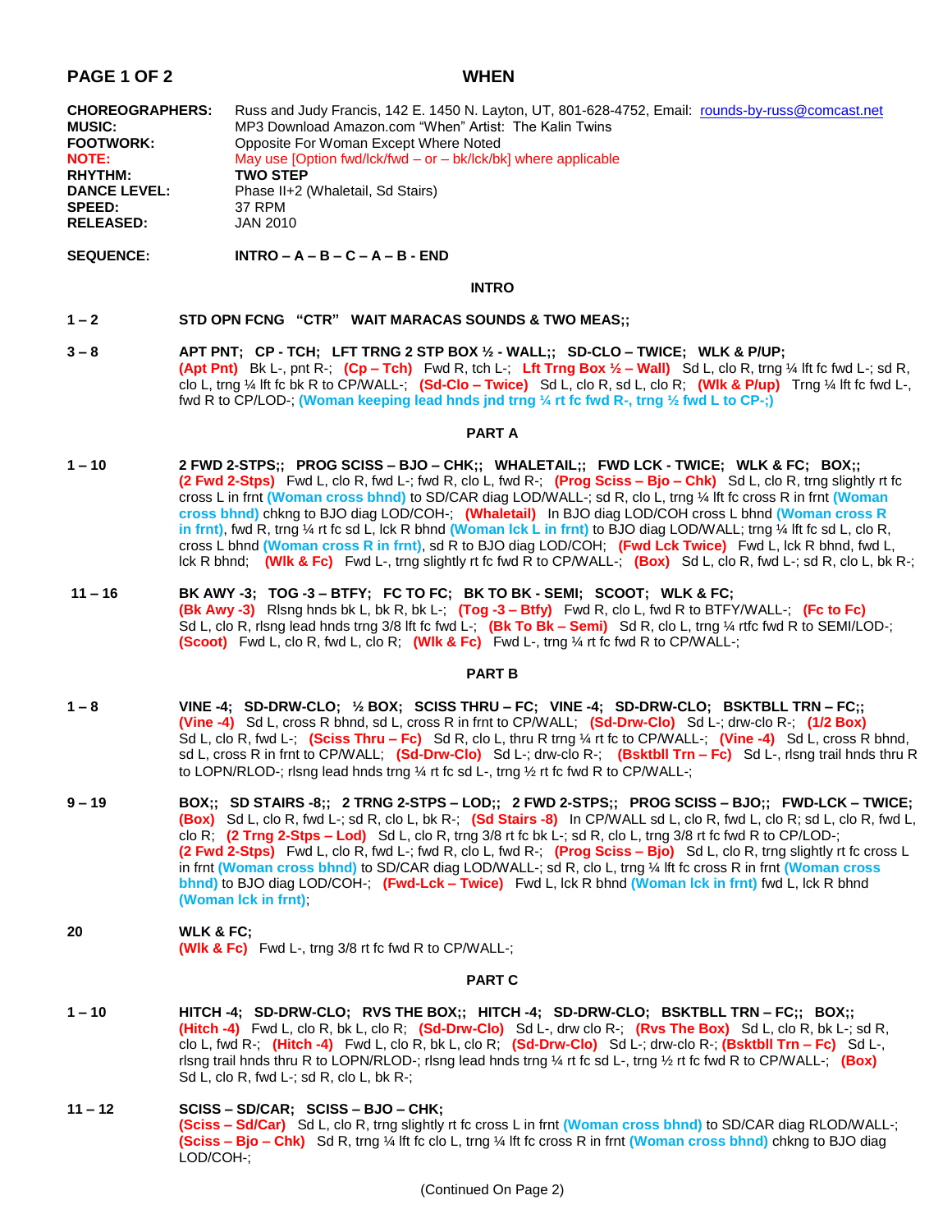# WHEN

**CHOREOGRAPHERS:** Russ and Judy Francis, 142 E. 1450 N. Layton, UT, 801-628-4752, Email: rounds-by-russ@comcast.net
**MUSIC:** MP3 Download Amazon.com "When" Artist: The Kalin Twins
**FOOTWORK:** Opposite For Woman Except Where Noted
**NOTE:** May use [Option fwd/lck/fwd – or – bk/lck/bk] where applicable
**RHYTHM:** **TWO STEP**
**DANCE LEVEL:** Phase II+2 (Whaletail, Sd Stairs)
**SPEED:** 37 RPM
**RELEASED:** JAN 2010

**SEQUENCE:** **INTRO – A – B – C – A – B - END**

## INTRO

**1 – 2** **STD OPN FCNG "CTR" WAIT MARACAS SOUNDS & TWO MEAS;;**

**3 – 8** **APT PNT; CP - TCH; LFT TRNG 2 STP BOX ½ - WALL;; SD-CLO – TWICE; WLK & P/UP;**
**(Apt Pnt)** Bk L-, pnt R-; **(Cp – Tch)** Fwd R, tch L-; **(Lft Trng Box ½ – Wall)** Sd L, clo R, trng ¼ lft fc fwd L-; sd R, clo L, trng ¼ lft fc bk R to CP/WALL-; **(Sd-Clo – Twice)** Sd L, clo R, sd L, clo R; **(Wlk & P/up)** Trng ¼ lft fc fwd L-, fwd R to CP/LOD-; **(Woman keeping lead hnds jnd trng ¼ rt fc fwd R-, trng ½ fwd L to CP-;)**

## PART A

**1 – 10** **2 FWD 2-STPS;; PROG SCISS – BJO – CHK;; WHALETAIL;; FWD LCK - TWICE; WLK & FC; BOX;;**
**(2 Fwd 2-Stps)** Fwd L, clo R, fwd L-; fwd R, clo L, fwd R-; **(Prog Sciss – Bjo – Chk)** Sd L, clo R, trng slightly rt fc cross L in frnt **(Woman cross bhnd)** to SD/CAR diag LOD/WALL-; sd R, clo L, trng ¼ lft fc cross R in frnt **(Woman cross bhnd)** chkng to BJO diag LOD/COH-; **(Whaletail)** In BJO diag LOD/COH cross L bhnd **(Woman cross R in frnt)**, fwd R, trng ¼ rt fc sd L, lck R bhnd **(Woman lck L in frnt)** to BJO diag LOD/WALL; trng ¼ lft fc sd L, clo R, cross L bhnd **(Woman cross R in frnt)**, sd R to BJO diag LOD/COH; **(Fwd Lck Twice)** Fwd L, lck R bhnd, fwd L, lck R bhnd; **(Wlk & Fc)** Fwd L-, trng slightly rt fc fwd R to CP/WALL-; **(Box)** Sd L, clo R, fwd L-; sd R, clo L, bk R-;

**11 – 16** **BK AWY -3; TOG -3 – BTFY; FC TO FC; BK TO BK - SEMI; SCOOT; WLK & FC;**
**(Bk Awy -3)** Rlsng hnds bk L, bk R, bk L-; **(Tog -3 – Btfy)** Fwd R, clo L, fwd R to BTFY/WALL-; **(Fc to Fc)** Sd L, clo R, rlsng lead hnds trng 3/8 lft fc fwd L-; **(Bk To Bk – Semi)** Sd R, clo L, trng ¼ rtfc fwd R to SEMI/LOD-; **(Scoot)** Fwd L, clo R, fwd L, clo R; **(Wlk & Fc)** Fwd L-, trng ¼ rt fc fwd R to CP/WALL-;

## PART B

**1 – 8** **VINE -4; SD-DRW-CLO; ½ BOX; SCISS THRU – FC; VINE -4; SD-DRW-CLO; BSKTBLL TRN – FC;;**
**(Vine -4)** Sd L, cross R bhnd, sd L, cross R in frnt to CP/WALL; **(Sd-Drw-Clo)** Sd L-; drw-clo R-; **(1/2 Box)** Sd L, clo R, fwd L-; **(Sciss Thru – Fc)** Sd R, clo L, thru R trng ¼ rt fc to CP/WALL-; **(Vine -4)** Sd L, cross R bhnd, sd L, cross R in frnt to CP/WALL; **(Sd-Drw-Clo)** Sd L-; drw-clo R-; **(Bsktbll Trn – Fc)** Sd L-, rlsng trail hnds thru R to LOPN/RLOD-; rlsng lead hnds trng ¼ rt fc sd L-, trng ½ rt fc fwd R to CP/WALL-;

**9 – 19** **BOX;; SD STAIRS -8;; 2 TRNG 2-STPS – LOD;; 2 FWD 2-STPS;; PROG SCISS – BJO;; FWD-LCK – TWICE;**
**(Box)** Sd L, clo R, fwd L-; sd R, clo L, bk R-; **(Sd Stairs -8)** In CP/WALL sd L, clo R, fwd L, clo R; sd L, clo R, fwd L, clo R; **(2 Trng 2-Stps – Lod)** Sd L, clo R, trng 3/8 rt fc bk L-; sd R, clo L, trng 3/8 rt fc fwd R to CP/LOD-; **(2 Fwd 2-Stps)** Fwd L, clo R, fwd L-; fwd R, clo L, fwd R-; **(Prog Sciss – Bjo)** Sd L, clo R, trng slightly rt fc cross L in frnt **(Woman cross bhnd)** to SD/CAR diag LOD/WALL-; sd R, clo L, trng ¼ lft fc cross R in frnt **(Woman cross bhnd)** to BJO diag LOD/COH-; **(Fwd-Lck – Twice)** Fwd L, lck R bhnd **(Woman lck in frnt)** fwd L, lck R bhnd **(Woman lck in frnt)**;

**20** **WLK & FC;**
**(Wlk & Fc)** Fwd L-, trng 3/8 rt fc fwd R to CP/WALL-;

## PART C

**1 – 10** **HITCH -4; SD-DRW-CLO; RVS THE BOX;; HITCH -4; SD-DRW-CLO; BSKTBLL TRN – FC;; BOX;;**
**(Hitch -4)** Fwd L, clo R, bk L, clo R; **(Sd-Drw-Clo)** Sd L-, drw clo R-; **(Rvs The Box)** Sd L, clo R, bk L-; sd R, clo L, fwd R-; **(Hitch -4)** Fwd L, clo R, bk L, clo R; **(Sd-Drw-Clo)** Sd L-; drw-clo R-; **(Bsktbll Trn – Fc)** Sd L-, rlsng trail hnds thru R to LOPN/RLOD-; rlsng lead hnds trng ¼ rt fc sd L-, trng ½ rt fc fwd R to CP/WALL-; **(Box)** Sd L, clo R, fwd L-; sd R, clo L, bk R-;

**11 – 12** **SCISS – SD/CAR; SCISS – BJO – CHK;**
**(Sciss – Sd/Car)** Sd L, clo R, trng slightly rt fc cross L in frnt **(Woman cross bhnd)** to SD/CAR diag RLOD/WALL-; **(Sciss – Bjo – Chk)** Sd R, trng ¼ lft fc clo L, trng ¼ lft fc cross R in frnt **(Woman cross bhnd)** chkng to BJO diag LOD/COH-;

(Continued On Page 2)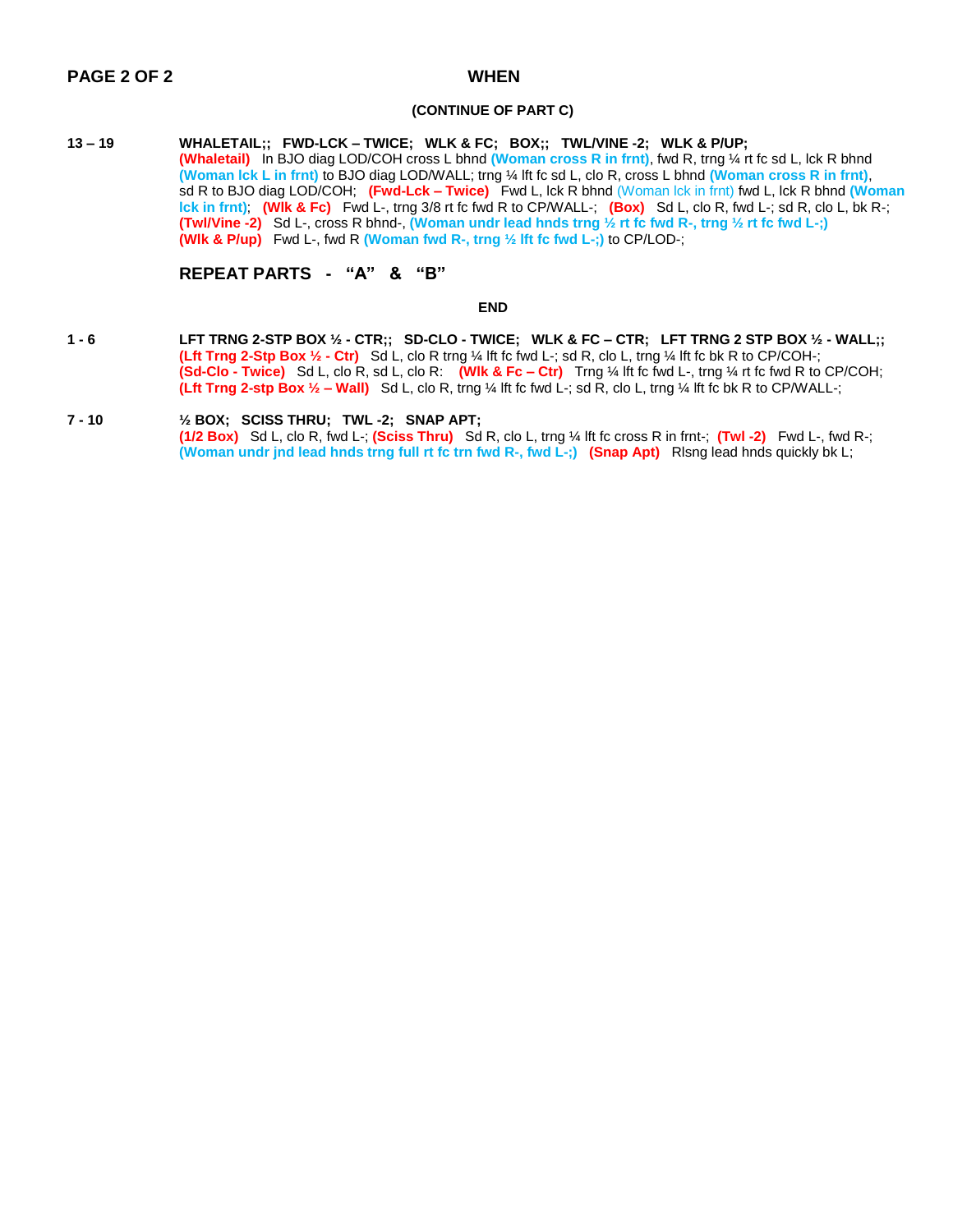**WHEN**

**(CONTINUE OF PART C)**

**13 – 19** **WHALETAIL;; FWD-LCK – TWICE; WLK & FC; BOX;; TWL/VINE -2; WLK & P/UP;**
**(Whaletail)** In BJO diag LOD/COH cross L bhnd **(Woman cross R in frnt)**, fwd R, trng ¼ rt fc sd L, lck R bhnd **(Woman lck L in frnt)** to BJO diag LOD/WALL; trng ¼ lft fc sd L, clo R, cross L bhnd **(Woman cross R in frnt)**, sd R to BJO diag LOD/COH; **(Fwd-Lck – Twice)** Fwd L, lck R bhnd (Woman lck in frnt) fwd L, lck R bhnd **(Woman lck in frnt)**; **(Wlk & Fc)** Fwd L-, trng 3/8 rt fc fwd R to CP/WALL-; **(Box)** Sd L, clo R, fwd L-; sd R, clo L, bk R-; **(Twl/Vine -2)** Sd L-, cross R bhnd-, **(Woman undr lead hnds trng ½ rt fc fwd R-, trng ½ rt fc fwd L-;)** **(Wlk & P/up)** Fwd L-, fwd R **(Woman fwd R-, trng ½ lft fc fwd L-;)** to CP/LOD-;

**REPEAT PARTS - "A" & "B"**

**END**

**1 - 6** **LFT TRNG 2-STP BOX ½ - CTR;; SD-CLO - TWICE; WLK & FC – CTR; LFT TRNG 2 STP BOX ½ - WALL;;**
**(Lft Trng 2-Stp Box ½ - Ctr)** Sd L, clo R trng ¼ lft fc fwd L-; sd R, clo L, trng ¼ lft fc bk R to CP/COH-;
**(Sd-Clo - Twice)** Sd L, clo R, sd L, clo R: **(Wlk & Fc – Ctr)** Trng ¼ lft fc fwd L-, trng ¼ rt fc fwd R to CP/COH;
**(Lft Trng 2-stp Box ½ – Wall)** Sd L, clo R, trng ¼ lft fc fwd L-; sd R, clo L, trng ¼ lft fc bk R to CP/WALL-;

**7 - 10** **½ BOX; SCISS THRU; TWL -2; SNAP APT;**
**(1/2 Box)** Sd L, clo R, fwd L-; **(Sciss Thru)** Sd R, clo L, trng ¼ lft fc cross R in frnt-; **(Twl -2)** Fwd L-, fwd R-;
**(Woman undr jnd lead hnds trng full rt fc trn fwd R-, fwd L-;)** **(Snap Apt)** Rlsng lead hnds quickly bk L;